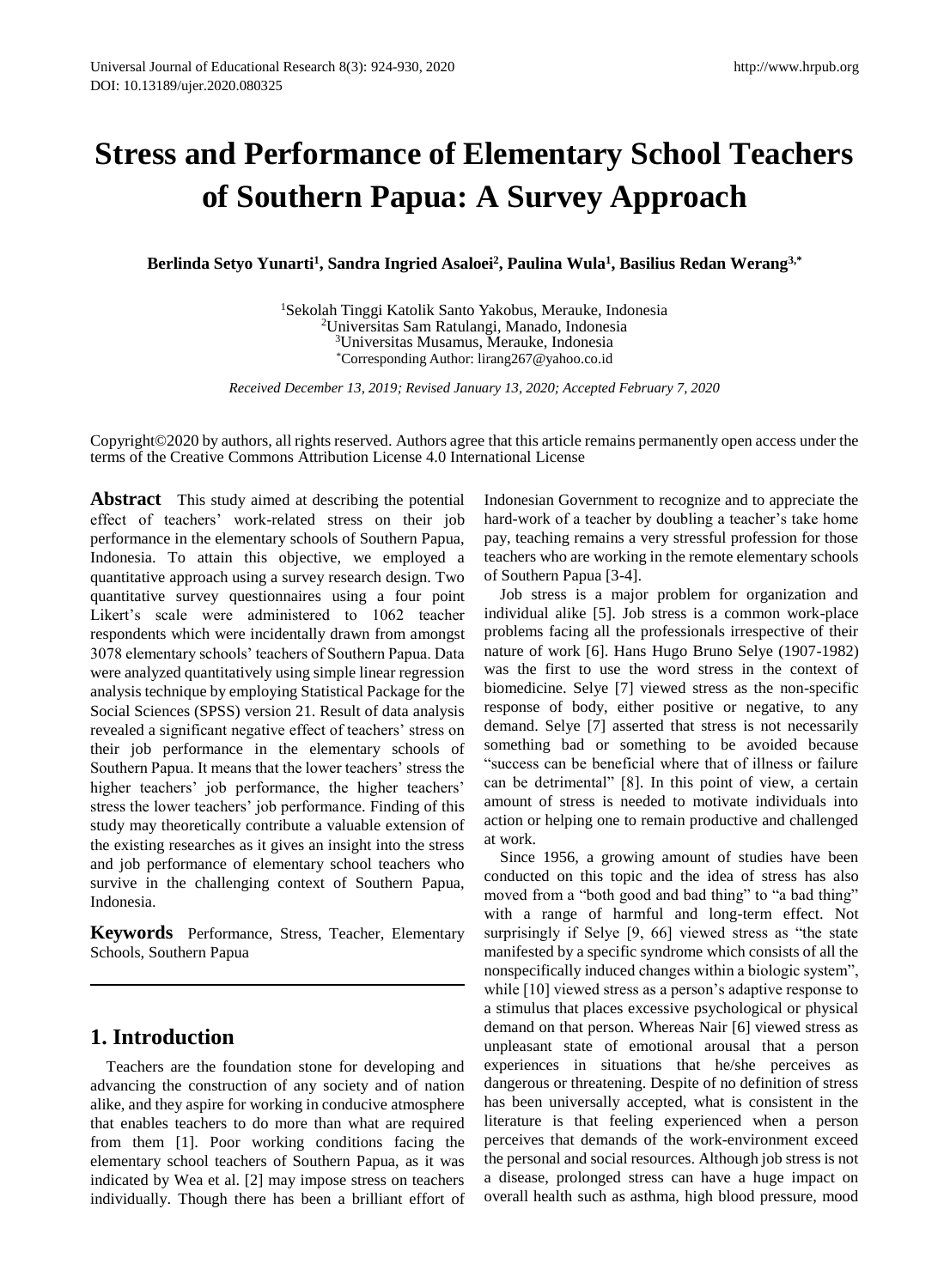# Stress and Performance of Elementary School Teachers of Southern Papua: A Survey Approach

**Berlinda Setyo Yunarti[1], Sandra Ingried Asaloei[2], Paulina Wula[1], Basilius Redan Werang[3,*]**

[1]Sekolah Tinggi Katolik Santo Yakobus, Merauke, Indonesia
[2]Universitas Sam Ratulangi, Manado, Indonesia
[3]Universitas Musamus, Merauke, Indonesia
[*]Corresponding Author: lirang267@yahoo.co.id

*Received December 13, 2019; Revised January 13, 2020; Accepted February 7, 2020*

Copyright©2020 by authors, all rights reserved. Authors agree that this article remains permanently open access under the terms of the Creative Commons Attribution License 4.0 International License

**Abstract** This study aimed at describing the potential effect of teachers' work-related stress on their job performance in the elementary schools of Southern Papua, Indonesia. To attain this objective, we employed a quantitative approach using a survey research design. Two quantitative survey questionnaires using a four point Likert's scale were administered to 1062 teacher respondents which were incidentally drawn from amongst 3078 elementary schools' teachers of Southern Papua. Data were analyzed quantitatively using simple linear regression analysis technique by employing Statistical Package for the Social Sciences (SPSS) version 21. Result of data analysis revealed a significant negative effect of teachers' stress on their job performance in the elementary schools of Southern Papua. It means that the lower teachers' stress the higher teachers' job performance, the higher teachers' stress the lower teachers' job performance. Finding of this study may theoretically contribute a valuable extension of the existing researches as it gives an insight into the stress and job performance of elementary school teachers who survive in the challenging context of Southern Papua, Indonesia.

**Keywords** Performance, Stress, Teacher, Elementary Schools, Southern Papua

## 1. Introduction

Teachers are the foundation stone for developing and advancing the construction of any society and of nation alike, and they aspire for working in conducive atmosphere that enables teachers to do more than what are required from them [1]. Poor working conditions facing the elementary school teachers of Southern Papua, as it was indicated by Wea et al. [2] may impose stress on teachers individually. Though there has been a brilliant effort of Indonesian Government to recognize and to appreciate the hard-work of a teacher by doubling a teacher's take home pay, teaching remains a very stressful profession for those teachers who are working in the remote elementary schools of Southern Papua [3-4].

Job stress is a major problem for organization and individual alike [5]. Job stress is a common work-place problems facing all the professionals irrespective of their nature of work [6]. Hans Hugo Bruno Selye (1907-1982) was the first to use the word stress in the context of biomedicine. Selye [7] viewed stress as the non-specific response of body, either positive or negative, to any demand. Selye [7] asserted that stress is not necessarily something bad or something to be avoided because "success can be beneficial where that of illness or failure can be detrimental" [8]. In this point of view, a certain amount of stress is needed to motivate individuals into action or helping one to remain productive and challenged at work.

Since 1956, a growing amount of studies have been conducted on this topic and the idea of stress has also moved from a "both good and bad thing" to "a bad thing" with a range of harmful and long-term effect. Not surprisingly if Selye [9, 66] viewed stress as "the state manifested by a specific syndrome which consists of all the nonspecifically induced changes within a biologic system", while [10] viewed stress as a person's adaptive response to a stimulus that places excessive psychological or physical demand on that person. Whereas Nair [6] viewed stress as unpleasant state of emotional arousal that a person experiences in situations that he/she perceives as dangerous or threatening. Despite of no definition of stress has been universally accepted, what is consistent in the literature is that feeling experienced when a person perceives that demands of the work-environment exceed the personal and social resources. Although job stress is not a disease, prolonged stress can have a huge impact on overall health such as asthma, high blood pressure, mood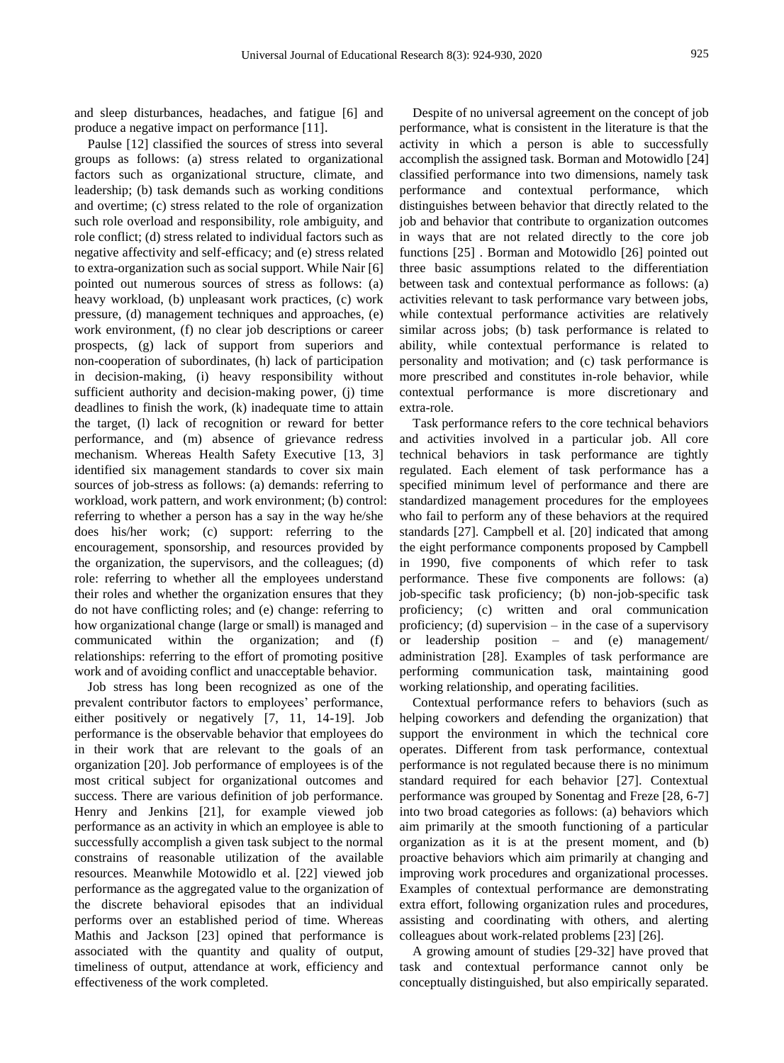and sleep disturbances, headaches, and fatigue [6] and produce a negative impact on performance [11].

Paulse [12] classified the sources of stress into several groups as follows: (a) stress related to organizational factors such as organizational structure, climate, and leadership; (b) task demands such as working conditions and overtime; (c) stress related to the role of organization such role overload and responsibility, role ambiguity, and role conflict; (d) stress related to individual factors such as negative affectivity and self-efficacy; and (e) stress related to extra-organization such as social support. While Nair [6] pointed out numerous sources of stress as follows: (a) heavy workload, (b) unpleasant work practices, (c) work pressure, (d) management techniques and approaches, (e) work environment, (f) no clear job descriptions or career prospects, (g) lack of support from superiors and non-cooperation of subordinates, (h) lack of participation in decision-making, (i) heavy responsibility without sufficient authority and decision-making power, (j) time deadlines to finish the work, (k) inadequate time to attain the target, (l) lack of recognition or reward for better performance, and (m) absence of grievance redress mechanism. Whereas Health Safety Executive [13, 3] identified six management standards to cover six main sources of job-stress as follows: (a) demands: referring to workload, work pattern, and work environment; (b) control: referring to whether a person has a say in the way he/she does his/her work; (c) support: referring to the encouragement, sponsorship, and resources provided by the organization, the supervisors, and the colleagues; (d) role: referring to whether all the employees understand their roles and whether the organization ensures that they do not have conflicting roles; and (e) change: referring to how organizational change (large or small) is managed and communicated within the organization; and (f) relationships: referring to the effort of promoting positive work and of avoiding conflict and unacceptable behavior.

Job stress has long been recognized as one of the prevalent contributor factors to employees' performance, either positively or negatively [7, 11, 14-19]. Job performance is the observable behavior that employees do in their work that are relevant to the goals of an organization [20]. Job performance of employees is of the most critical subject for organizational outcomes and success. There are various definition of job performance. Henry and Jenkins [21], for example viewed job performance as an activity in which an employee is able to successfully accomplish a given task subject to the normal constrains of reasonable utilization of the available resources. Meanwhile Motowidlo et al. [22] viewed job performance as the aggregated value to the organization of the discrete behavioral episodes that an individual performs over an established period of time. Whereas Mathis and Jackson [23] opined that performance is associated with the quantity and quality of output, timeliness of output, attendance at work, efficiency and effectiveness of the work completed.

Despite of no universal agreement on the concept of job performance, what is consistent in the literature is that the activity in which a person is able to successfully accomplish the assigned task. Borman and Motowidlo [24] classified performance into two dimensions, namely task performance and contextual performance, which distinguishes between behavior that directly related to the job and behavior that contribute to organization outcomes in ways that are not related directly to the core job functions [25] . Borman and Motowidlo [26] pointed out three basic assumptions related to the differentiation between task and contextual performance as follows: (a) activities relevant to task performance vary between jobs, while contextual performance activities are relatively similar across jobs; (b) task performance is related to ability, while contextual performance is related to personality and motivation; and (c) task performance is more prescribed and constitutes in-role behavior, while contextual performance is more discretionary and extra-role.

Task performance refers to the core technical behaviors and activities involved in a particular job. All core technical behaviors in task performance are tightly regulated. Each element of task performance has a specified minimum level of performance and there are standardized management procedures for the employees who fail to perform any of these behaviors at the required standards [27]. Campbell et al. [20] indicated that among the eight performance components proposed by Campbell in 1990, five components of which refer to task performance. These five components are follows: (a) job-specific task proficiency; (b) non-job-specific task proficiency; (c) written and oral communication proficiency; (d) supervision – in the case of a supervisory or leadership position – and (e) management/ administration [28]. Examples of task performance are performing communication task, maintaining good working relationship, and operating facilities.

Contextual performance refers to behaviors (such as helping coworkers and defending the organization) that support the environment in which the technical core operates. Different from task performance, contextual performance is not regulated because there is no minimum standard required for each behavior [27]. Contextual performance was grouped by Sonentag and Freze [28, 6-7] into two broad categories as follows: (a) behaviors which aim primarily at the smooth functioning of a particular organization as it is at the present moment, and (b) proactive behaviors which aim primarily at changing and improving work procedures and organizational processes. Examples of contextual performance are demonstrating extra effort, following organization rules and procedures, assisting and coordinating with others, and alerting colleagues about work-related problems [23] [26].

A growing amount of studies [29-32] have proved that task and contextual performance cannot only be conceptually distinguished, but also empirically separated.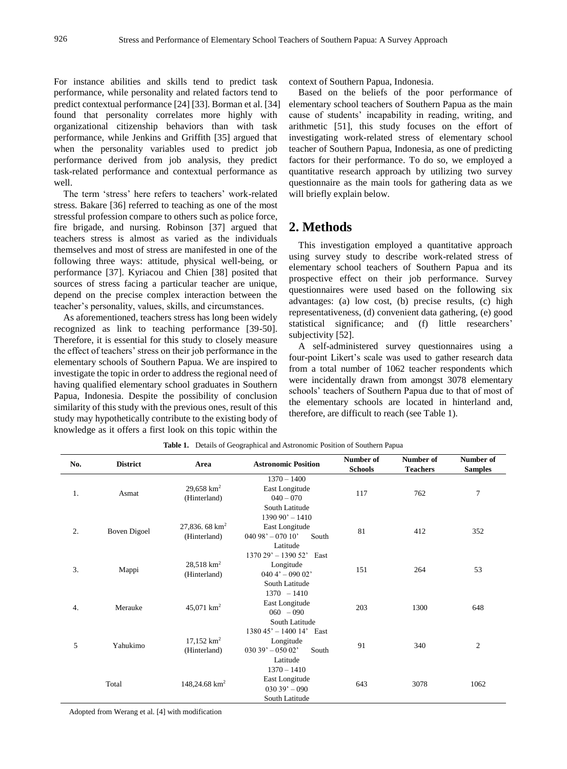For instance abilities and skills tend to predict task performance, while personality and related factors tend to predict contextual performance [24] [33]. Borman et al. [34] found that personality correlates more highly with organizational citizenship behaviors than with task performance, while Jenkins and Griffith [35] argued that when the personality variables used to predict job performance derived from job analysis, they predict task-related performance and contextual performance as well.

The term 'stress' here refers to teachers' work-related stress. Bakare [36] referred to teaching as one of the most stressful profession compare to others such as police force, fire brigade, and nursing. Robinson [37] argued that teachers stress is almost as varied as the individuals themselves and most of stress are manifested in one of the following three ways: attitude, physical well-being, or performance [37]. Kyriacou and Chien [38] posited that sources of stress facing a particular teacher are unique, depend on the precise complex interaction between the teacher's personality, values, skills, and circumstances.

As aforementioned, teachers stress has long been widely recognized as link to teaching performance [39-50]. Therefore, it is essential for this study to closely measure the effect of teachers' stress on their job performance in the elementary schools of Southern Papua. We are inspired to investigate the topic in order to address the regional need of having qualified elementary school graduates in Southern Papua, Indonesia. Despite the possibility of conclusion similarity of this study with the previous ones, result of this study may hypothetically contribute to the existing body of knowledge as it offers a first look on this topic within the context of Southern Papua, Indonesia.

Based on the beliefs of the poor performance of elementary school teachers of Southern Papua as the main cause of students' incapability in reading, writing, and arithmetic [51], this study focuses on the effort of investigating work-related stress of elementary school teacher of Southern Papua, Indonesia, as one of predicting factors for their performance. To do so, we employed a quantitative research approach by utilizing two survey questionnaire as the main tools for gathering data as we will briefly explain below.

## 2. Methods

This investigation employed a quantitative approach using survey study to describe work-related stress of elementary school teachers of Southern Papua and its prospective effect on their job performance. Survey questionnaires were used based on the following six advantages: (a) low cost, (b) precise results, (c) high representativeness, (d) convenient data gathering, (e) good statistical significance; and (f) little researchers' subjectivity [52].

A self-administered survey questionnaires using a four-point Likert's scale was used to gather research data from a total number of 1062 teacher respondents which were incidentally drawn from amongst 3078 elementary schools' teachers of Southern Papua due to that of most of the elementary schools are located in hinterland and, therefore, are difficult to reach (see Table 1).

**Table 1.** Details of Geographical and Astronomic Position of Southern Papua

| No. | District | Area | Astronomic Position | Number of Schools | Number of Teachers | Number of Samples |
|---|---|---|---|---|---|---|
| 1. | Asmat | 29,658 km$^2$ (Hinterland) | 1370 – 1400 East Longitude 040 – 070 South Latitude | 117 | 762 | 7 |
| 2. | Boven Digoel | 27,836. 68 km$^2$ (Hinterland) | 1390 90' – 1410 East Longitude 040 98' – 070 10' South Latitude | 81 | 412 | 352 |
| 3. | Mappi | 28,518 km$^2$ (Hinterland) | 1370 29' – 1390 52' East Longitude 040 4' – 090 02' South Latitude | 151 | 264 | 53 |
| 4. | Merauke | 45,071 km$^2$ | 1370 – 1410 East Longitude 060 – 090 South Latitude | 203 | 1300 | 648 |
| 5 | Yahukimo | 17,152 km$^2$ (Hinterland) | 1380 45' – 1400 14' East Longitude 030 39' – 050 02' South Latitude | 91 | 340 | 2 |
| | Total | 148,24.68 km$^2$ | 1370 – 1410 East Longitude 030 39' – 090 South Latitude | 643 | 3078 | 1062 |

Adopted from Werang et al. [4] with modification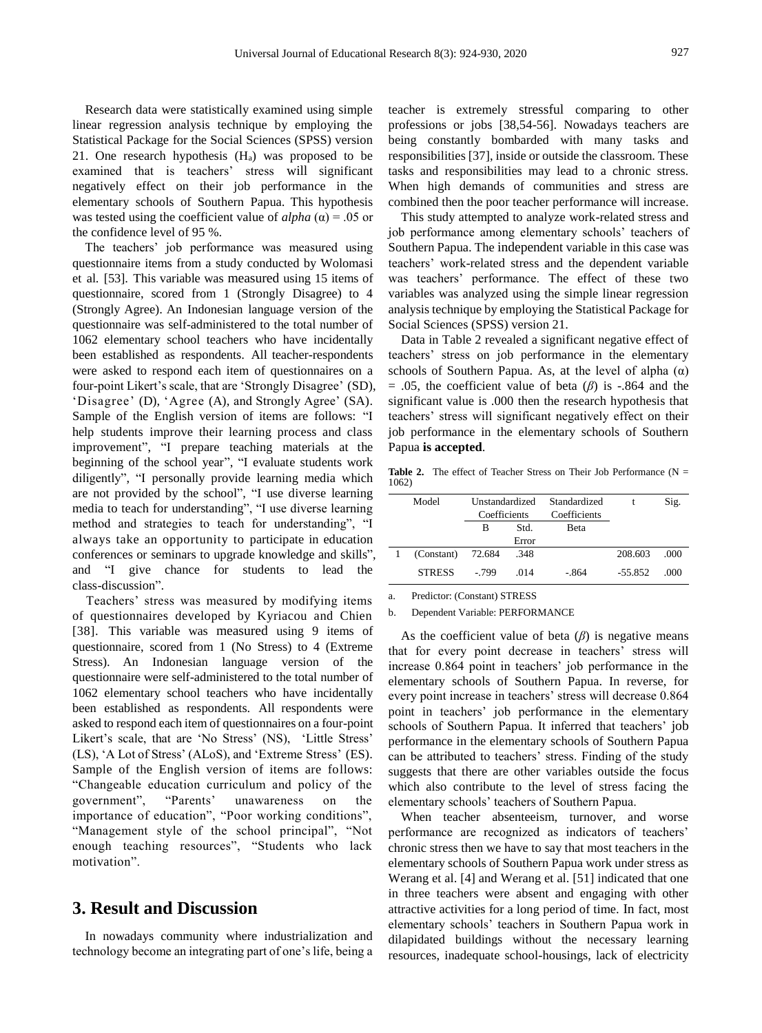Research data were statistically examined using simple linear regression analysis technique by employing the Statistical Package for the Social Sciences (SPSS) version 21. One research hypothesis ($H_a$) was proposed to be examined that is teachers' stress will significant negatively effect on their job performance in the elementary schools of Southern Papua. This hypothesis was tested using the coefficient value of *alpha* ($\alpha$) = .05 or the confidence level of 95 %.

The teachers' job performance was measured using questionnaire items from a study conducted by Wolomasi et al. [53]. This variable was measured using 15 items of questionnaire, scored from 1 (Strongly Disagree) to 4 (Strongly Agree). An Indonesian language version of the questionnaire was self-administered to the total number of 1062 elementary school teachers who have incidentally been established as respondents. All teacher-respondents were asked to respond each item of questionnaires on a four-point Likert's scale, that are 'Strongly Disagree' (SD), 'Disagree' (D), 'Agree (A), and Strongly Agree' (SA). Sample of the English version of items are follows: "I help students improve their learning process and class improvement", "I prepare teaching materials at the beginning of the school year", "I evaluate students work diligently", "I personally provide learning media which are not provided by the school", "I use diverse learning media to teach for understanding", "I use diverse learning method and strategies to teach for understanding", "I always take an opportunity to participate in education conferences or seminars to upgrade knowledge and skills", and "I give chance for students to lead the class-discussion".

Teachers' stress was measured by modifying items of questionnaires developed by Kyriacou and Chien [38]. This variable was measured using 9 items of questionnaire, scored from 1 (No Stress) to 4 (Extreme Stress). An Indonesian language version of the questionnaire were self-administered to the total number of 1062 elementary school teachers who have incidentally been established as respondents. All respondents were asked to respond each item of questionnaires on a four-point Likert's scale, that are 'No Stress' (NS), 'Little Stress' (LS), 'A Lot of Stress' (ALoS), and 'Extreme Stress' (ES). Sample of the English version of items are follows: "Changeable education curriculum and policy of the government", "Parents' unawareness on the importance of education", "Poor working conditions", "Management style of the school principal", "Not enough teaching resources", "Students who lack motivation".

# 3. Result and Discussion

In nowadays community where industrialization and technology become an integrating part of one's life, being a teacher is extremely stressful comparing to other professions or jobs [38,54-56]. Nowadays teachers are being constantly bombarded with many tasks and responsibilities [37], inside or outside the classroom. These tasks and responsibilities may lead to a chronic stress. When high demands of communities and stress are combined then the poor teacher performance will increase.

This study attempted to analyze work-related stress and job performance among elementary schools' teachers of Southern Papua. The independent variable in this case was teachers' work-related stress and the dependent variable was teachers' performance. The effect of these two variables was analyzed using the simple linear regression analysis technique by employing the Statistical Package for Social Sciences (SPSS) version 21.

Data in Table 2 revealed a significant negative effect of teachers' stress on job performance in the elementary schools of Southern Papua. As, at the level of alpha ($\alpha$) = .05, the coefficient value of beta ($\beta$) is -.864 and the significant value is .000 then the research hypothesis that teachers' stress will significant negatively effect on their job performance in the elementary schools of Southern Papua **is accepted**.

**Table 2.** The effect of Teacher Stress on Their Job Performance (N = 1062)

| Model | | Unstandardized Coefficients | | Standardized Coefficients | t | Sig. |
|---|---|---|---|---|---|---|
| | | B | Std. Error | Beta | | |
| 1 | (Constant) | 72.684 | .348 | | 208.603 | .000 |
| | STRESS | -.799 | .014 | -.864 | -55.852 | .000 |

a. Predictor: (Constant) STRESS

b. Dependent Variable: PERFORMANCE

As the coefficient value of beta ($\beta$) is negative means that for every point decrease in teachers' stress will increase 0.864 point in teachers' job performance in the elementary schools of Southern Papua. In reverse, for every point increase in teachers' stress will decrease 0.864 point in teachers' job performance in the elementary schools of Southern Papua. It inferred that teachers' job performance in the elementary schools of Southern Papua can be attributed to teachers' stress. Finding of the study suggests that there are other variables outside the focus which also contribute to the level of stress facing the elementary schools' teachers of Southern Papua.

When teacher absenteeism, turnover, and worse performance are recognized as indicators of teachers' chronic stress then we have to say that most teachers in the elementary schools of Southern Papua work under stress as Werang et al. [4] and Werang et al. [51] indicated that one in three teachers were absent and engaging with other attractive activities for a long period of time. In fact, most elementary schools' teachers in Southern Papua work in dilapidated buildings without the necessary learning resources, inadequate school-housings, lack of electricity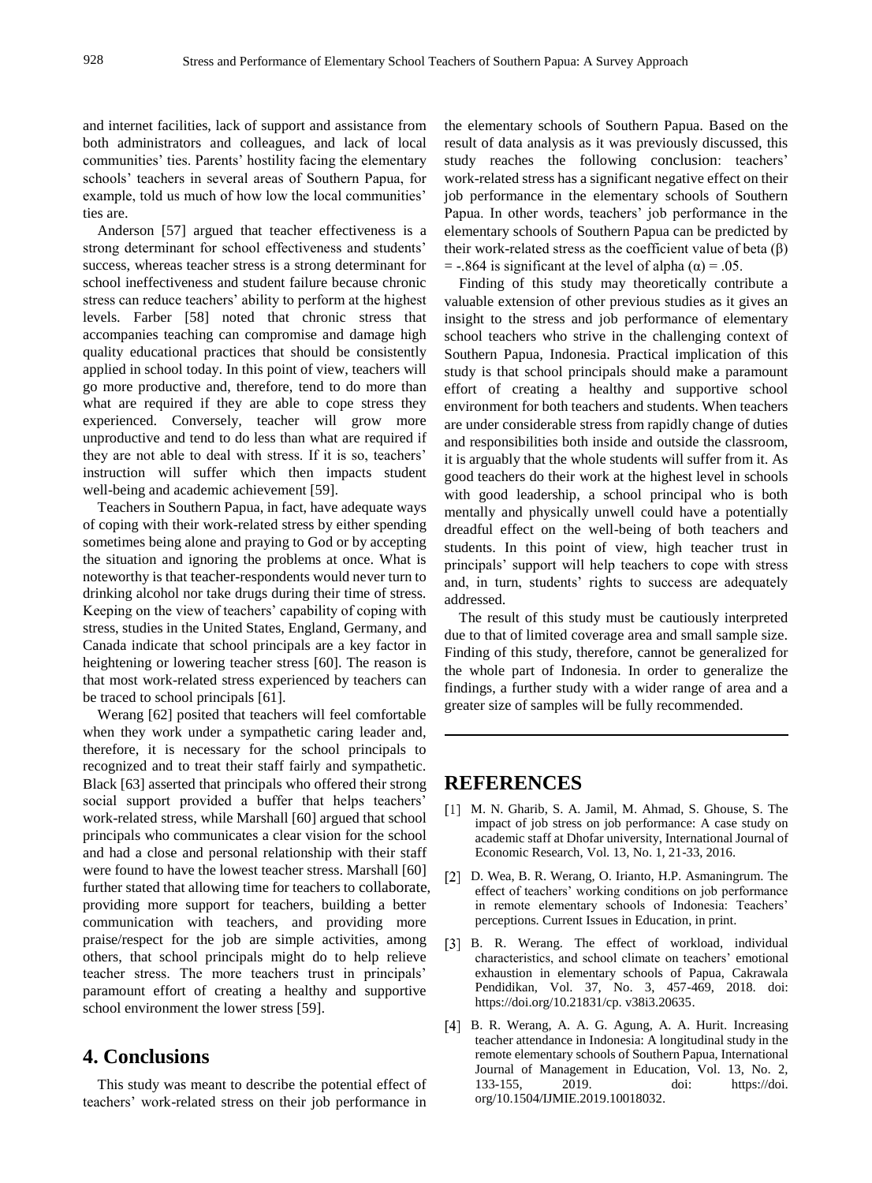and internet facilities, lack of support and assistance from both administrators and colleagues, and lack of local communities' ties. Parents' hostility facing the elementary schools' teachers in several areas of Southern Papua, for example, told us much of how low the local communities' ties are.

Anderson [57] argued that teacher effectiveness is a strong determinant for school effectiveness and students' success, whereas teacher stress is a strong determinant for school ineffectiveness and student failure because chronic stress can reduce teachers' ability to perform at the highest levels. Farber [58] noted that chronic stress that accompanies teaching can compromise and damage high quality educational practices that should be consistently applied in school today. In this point of view, teachers will go more productive and, therefore, tend to do more than what are required if they are able to cope stress they experienced. Conversely, teacher will grow more unproductive and tend to do less than what are required if they are not able to deal with stress. If it is so, teachers' instruction will suffer which then impacts student well-being and academic achievement [59].

Teachers in Southern Papua, in fact, have adequate ways of coping with their work-related stress by either spending sometimes being alone and praying to God or by accepting the situation and ignoring the problems at once. What is noteworthy is that teacher-respondents would never turn to drinking alcohol nor take drugs during their time of stress. Keeping on the view of teachers' capability of coping with stress, studies in the United States, England, Germany, and Canada indicate that school principals are a key factor in heightening or lowering teacher stress [60]. The reason is that most work-related stress experienced by teachers can be traced to school principals [61].

Werang [62] posited that teachers will feel comfortable when they work under a sympathetic caring leader and, therefore, it is necessary for the school principals to recognized and to treat their staff fairly and sympathetic. Black [63] asserted that principals who offered their strong social support provided a buffer that helps teachers' work-related stress, while Marshall [60] argued that school principals who communicates a clear vision for the school and had a close and personal relationship with their staff were found to have the lowest teacher stress. Marshall [60] further stated that allowing time for teachers to collaborate, providing more support for teachers, building a better communication with teachers, and providing more praise/respect for the job are simple activities, among others, that school principals might do to help relieve teacher stress. The more teachers trust in principals' paramount effort of creating a healthy and supportive school environment the lower stress [59].

## 4. Conclusions

This study was meant to describe the potential effect of teachers' work-related stress on their job performance in the elementary schools of Southern Papua. Based on the result of data analysis as it was previously discussed, this study reaches the following conclusion: teachers' work-related stress has a significant negative effect on their job performance in the elementary schools of Southern Papua. In other words, teachers' job performance in the elementary schools of Southern Papua can be predicted by their work-related stress as the coefficient value of beta ($\beta$) = -.864 is significant at the level of alpha ($\alpha$) = .05.

Finding of this study may theoretically contribute a valuable extension of other previous studies as it gives an insight to the stress and job performance of elementary school teachers who strive in the challenging context of Southern Papua, Indonesia. Practical implication of this study is that school principals should make a paramount effort of creating a healthy and supportive school environment for both teachers and students. When teachers are under considerable stress from rapidly change of duties and responsibilities both inside and outside the classroom, it is arguably that the whole students will suffer from it. As good teachers do their work at the highest level in schools with good leadership, a school principal who is both mentally and physically unwell could have a potentially dreadful effect on the well-being of both teachers and students. In this point of view, high teacher trust in principals' support will help teachers to cope with stress and, in turn, students' rights to success are adequately addressed.

The result of this study must be cautiously interpreted due to that of limited coverage area and small sample size. Finding of this study, therefore, cannot be generalized for the whole part of Indonesia. In order to generalize the findings, a further study with a wider range of area and a greater size of samples will be fully recommended.

## REFERENCES

[1] M. N. Gharib, S. A. Jamil, M. Ahmad, S. Ghouse, S. The impact of job stress on job performance: A case study on academic staff at Dhofar university, International Journal of Economic Research, Vol. 13, No. 1, 21-33, 2016.

[2] D. Wea, B. R. Werang, O. Irianto, H.P. Asmaningrum. The effect of teachers' working conditions on job performance in remote elementary schools of Indonesia: Teachers' perceptions. Current Issues in Education, in print.

[3] B. R. Werang. The effect of workload, individual characteristics, and school climate on teachers' emotional exhaustion in elementary schools of Papua, Cakrawala Pendidikan, Vol. 37, No. 3, 457-469, 2018. doi: https://doi.org/10.21831/cp. v38i3.20635.

[4] B. R. Werang, A. A. G. Agung, A. A. Hurit. Increasing teacher attendance in Indonesia: A longitudinal study in the remote elementary schools of Southern Papua, International Journal of Management in Education, Vol. 13, No. 2, 133-155, 2019. doi: https://doi. org/10.1504/IJMIE.2019.10018032.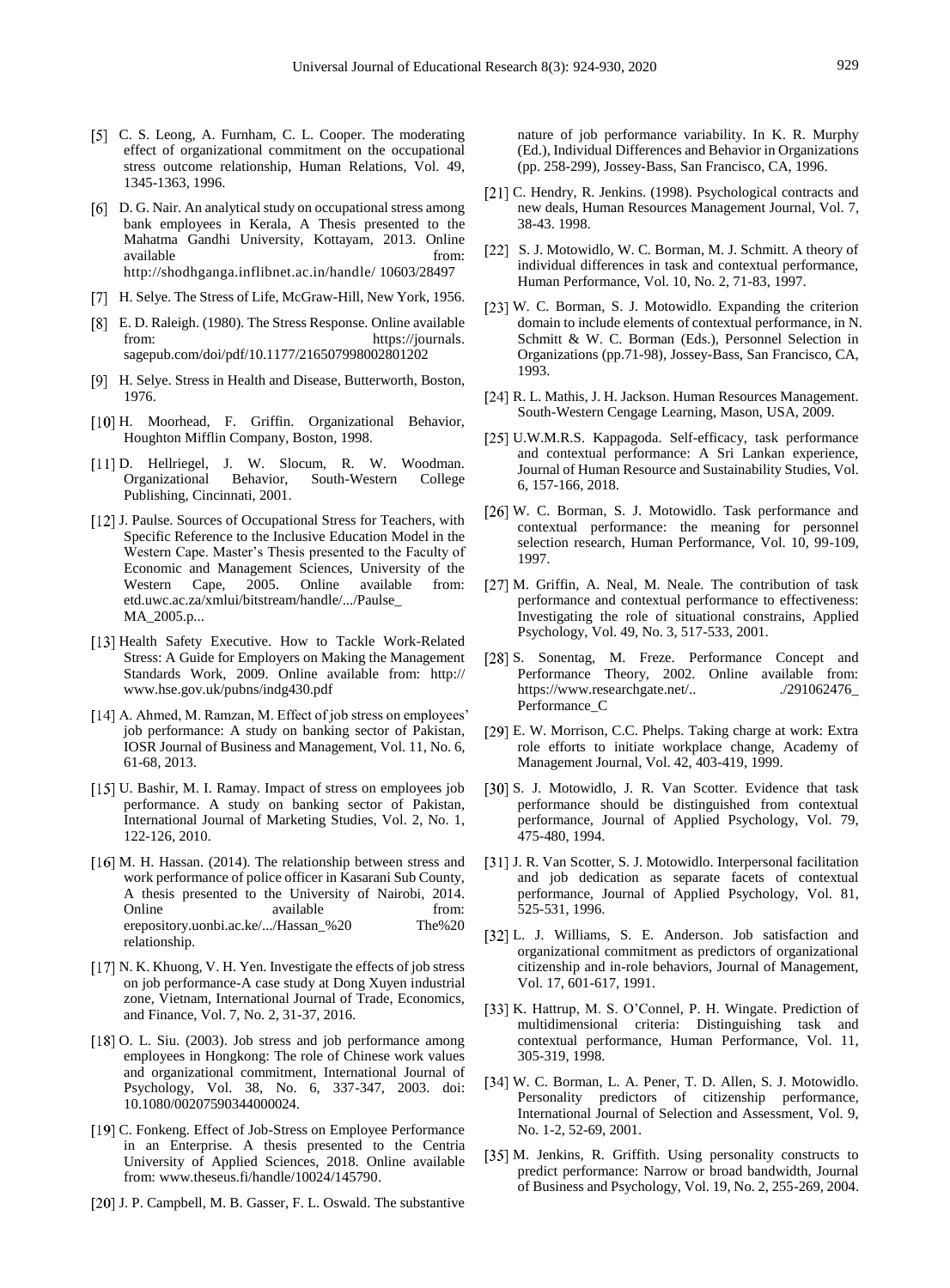[5] C. S. Leong, A. Furnham, C. L. Cooper. The moderating effect of organizational commitment on the occupational stress outcome relationship, Human Relations, Vol. 49, 1345-1363, 1996.

[6] D. G. Nair. An analytical study on occupational stress among bank employees in Kerala, A Thesis presented to the Mahatma Gandhi University, Kottayam, 2013. Online available from: http://shodhganga.inflibnet.ac.in/handle/ 10603/28497

[7] H. Selye. The Stress of Life, McGraw-Hill, New York, 1956.

[8] E. D. Raleigh. (1980). The Stress Response. Online available from: https://journals. sagepub.com/doi/pdf/10.1177/216507998002801202

[9] H. Selye. Stress in Health and Disease, Butterworth, Boston, 1976.

[10] H. Moorhead, F. Griffin. Organizational Behavior, Houghton Mifflin Company, Boston, 1998.

[11] D. Hellriegel, J. W. Slocum, R. W. Woodman. Organizational Behavior, South-Western College Publishing, Cincinnati, 2001.

[12] J. Paulse. Sources of Occupational Stress for Teachers, with Specific Reference to the Inclusive Education Model in the Western Cape. Master's Thesis presented to the Faculty of Economic and Management Sciences, University of the Western Cape, 2005. Online available from: etd.uwc.ac.za/xmlui/bitstream/handle/.../Paulse_ MA_2005.p...

[13] Health Safety Executive. How to Tackle Work-Related Stress: A Guide for Employers on Making the Management Standards Work, 2009. Online available from: http:// www.hse.gov.uk/pubns/indg430.pdf

[14] A. Ahmed, M. Ramzan, M. Effect of job stress on employees' job performance: A study on banking sector of Pakistan, IOSR Journal of Business and Management, Vol. 11, No. 6, 61-68, 2013.

[15] U. Bashir, M. I. Ramay. Impact of stress on employees job performance. A study on banking sector of Pakistan, International Journal of Marketing Studies, Vol. 2, No. 1, 122-126, 2010.

[16] M. H. Hassan. (2014). The relationship between stress and work performance of police officer in Kasarani Sub County, A thesis presented to the University of Nairobi, 2014. Online available from: erepository.uonbi.ac.ke/.../Hassan_%20 The%20 relationship.

[17] N. K. Khuong, V. H. Yen. Investigate the effects of job stress on job performance-A case study at Dong Xuyen industrial zone, Vietnam, International Journal of Trade, Economics, and Finance, Vol. 7, No. 2, 31-37, 2016.

[18] O. L. Siu. (2003). Job stress and job performance among employees in Hongkong: The role of Chinese work values and organizational commitment, International Journal of Psychology, Vol. 38, No. 6, 337-347, 2003. doi: 10.1080/00207590344000024.

[19] C. Fonkeng. Effect of Job-Stress on Employee Performance in an Enterprise. A thesis presented to the Centria University of Applied Sciences, 2018. Online available from: www.theseus.fi/handle/10024/145790.

[20] J. P. Campbell, M. B. Gasser, F. L. Oswald. The substantive nature of job performance variability. In K. R. Murphy (Ed.), Individual Differences and Behavior in Organizations (pp. 258-299), Jossey-Bass, San Francisco, CA, 1996.

[21] C. Hendry, R. Jenkins. (1998). Psychological contracts and new deals, Human Resources Management Journal, Vol. 7, 38-43. 1998.

[22] S. J. Motowidlo, W. C. Borman, M. J. Schmitt. A theory of individual differences in task and contextual performance, Human Performance, Vol. 10, No. 2, 71-83, 1997.

[23] W. C. Borman, S. J. Motowidlo. Expanding the criterion domain to include elements of contextual performance, in N. Schmitt & W. C. Borman (Eds.), Personnel Selection in Organizations (pp.71-98), Jossey-Bass, San Francisco, CA, 1993.

[24] R. L. Mathis, J. H. Jackson. Human Resources Management. South-Western Cengage Learning, Mason, USA, 2009.

[25] U.W.M.R.S. Kappagoda. Self-efficacy, task performance and contextual performance: A Sri Lankan experience, Journal of Human Resource and Sustainability Studies, Vol. 6, 157-166, 2018.

[26] W. C. Borman, S. J. Motowidlo. Task performance and contextual performance: the meaning for personnel selection research, Human Performance, Vol. 10, 99-109, 1997.

[27] M. Griffin, A. Neal, M. Neale. The contribution of task performance and contextual performance to effectiveness: Investigating the role of situational constrains, Applied Psychology, Vol. 49, No. 3, 517-533, 2001.

[28] S. Sonentag, M. Freze. Performance Concept and Performance Theory, 2002. Online available from: https://www.researchgate.net/.. ./291062476_ Performance_C

[29] E. W. Morrison, C.C. Phelps. Taking charge at work: Extra role efforts to initiate workplace change, Academy of Management Journal, Vol. 42, 403-419, 1999.

[30] S. J. Motowidlo, J. R. Van Scotter. Evidence that task performance should be distinguished from contextual performance, Journal of Applied Psychology, Vol. 79, 475-480, 1994.

[31] J. R. Van Scotter, S. J. Motowidlo. Interpersonal facilitation and job dedication as separate facets of contextual performance, Journal of Applied Psychology, Vol. 81, 525-531, 1996.

[32] L. J. Williams, S. E. Anderson. Job satisfaction and organizational commitment as predictors of organizational citizenship and in-role behaviors, Journal of Management, Vol. 17, 601-617, 1991.

[33] K. Hattrup, M. S. O'Connel, P. H. Wingate. Prediction of multidimensional criteria: Distinguishing task and contextual performance, Human Performance, Vol. 11, 305-319, 1998.

[34] W. C. Borman, L. A. Pener, T. D. Allen, S. J. Motowidlo. Personality predictors of citizenship performance, International Journal of Selection and Assessment, Vol. 9, No. 1-2, 52-69, 2001.

[35] M. Jenkins, R. Griffith. Using personality constructs to predict performance: Narrow or broad bandwidth, Journal of Business and Psychology, Vol. 19, No. 2, 255-269, 2004.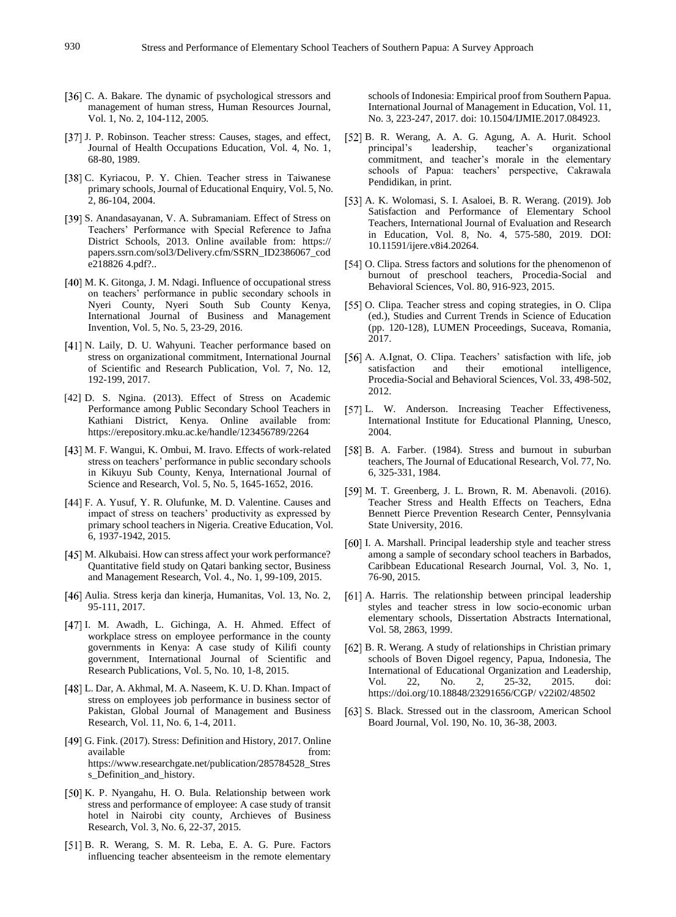[36] C. A. Bakare. The dynamic of psychological stressors and management of human stress, Human Resources Journal, Vol. 1, No. 2, 104-112, 2005.

[37] J. P. Robinson. Teacher stress: Causes, stages, and effect, Journal of Health Occupations Education, Vol. 4, No. 1, 68-80, 1989.

[38] C. Kyriacou, P. Y. Chien. Teacher stress in Taiwanese primary schools, Journal of Educational Enquiry, Vol. 5, No. 2, 86-104, 2004.

[39] S. Anandasayanan, V. A. Subramaniam. Effect of Stress on Teachers' Performance with Special Reference to Jafna District Schools, 2013. Online available from: https:// papers.ssrn.com/sol3/Delivery.cfm/SSRN_ID2386067_code218826 4.pdf?..

[40] M. K. Gitonga, J. M. Ndagi. Influence of occupational stress on teachers' performance in public secondary schools in Nyeri County, Nyeri South Sub County Kenya, International Journal of Business and Management Invention, Vol. 5, No. 5, 23-29, 2016.

[41] N. Laily, D. U. Wahyuni. Teacher performance based on stress on organizational commitment, International Journal of Scientific and Research Publication, Vol. 7, No. 12, 192-199, 2017.

[42] D. S. Ngina. (2013). Effect of Stress on Academic Performance among Public Secondary School Teachers in Kathiani District, Kenya. Online available from: https://erepository.mku.ac.ke/handle/123456789/2264

[43] M. F. Wangui, K. Ombui, M. Iravo. Effects of work-related stress on teachers' performance in public secondary schools in Kikuyu Sub County, Kenya, International Journal of Science and Research, Vol. 5, No. 5, 1645-1652, 2016.

[44] F. A. Yusuf, Y. R. Olufunke, M. D. Valentine. Causes and impact of stress on teachers' productivity as expressed by primary school teachers in Nigeria. Creative Education, Vol. 6, 1937-1942, 2015.

[45] M. Alkubaisi. How can stress affect your work performance? Quantitative field study on Qatari banking sector, Business and Management Research, Vol. 4., No. 1, 99-109, 2015.

[46] Aulia. Stress kerja dan kinerja, Humanitas, Vol. 13, No. 2, 95-111, 2017.

[47] I. M. Awadh, L. Gichinga, A. H. Ahmed. Effect of workplace stress on employee performance in the county governments in Kenya: A case study of Kilifi county government, International Journal of Scientific and Research Publications, Vol. 5, No. 10, 1-8, 2015.

[48] L. Dar, A. Akhmal, M. A. Naseem, K. U. D. Khan. Impact of stress on employees job performance in business sector of Pakistan, Global Journal of Management and Business Research, Vol. 11, No. 6, 1-4, 2011.

[49] G. Fink. (2017). Stress: Definition and History, 2017. Online available from: https://www.researchgate.net/publication/285784528_Stress_Definition_and_history.

[50] K. P. Nyangahu, H. O. Bula. Relationship between work stress and performance of employee: A case study of transit hotel in Nairobi city county, Archieves of Business Research, Vol. 3, No. 6, 22-37, 2015.

[51] B. R. Werang, S. M. R. Leba, E. A. G. Pure. Factors influencing teacher absenteeism in the remote elementary schools of Indonesia: Empirical proof from Southern Papua. International Journal of Management in Education, Vol. 11, No. 3, 223-247, 2017. doi: 10.1504/IJMIE.2017.084923.

[52] B. R. Werang, A. A. G. Agung, A. A. Hurit. School principal's leadership, teacher's organizational commitment, and teacher's morale in the elementary schools of Papua: teachers' perspective, Cakrawala Pendidikan, in print.

[53] A. K. Wolomasi, S. I. Asaloei, B. R. Werang. (2019). Job Satisfaction and Performance of Elementary School Teachers, International Journal of Evaluation and Research in Education, Vol. 8, No. 4, 575-580, 2019. DOI: 10.11591/ijere.v8i4.20264.

[54] O. Clipa. Stress factors and solutions for the phenomenon of burnout of preschool teachers, Procedia-Social and Behavioral Sciences, Vol. 80, 916-923, 2015.

[55] O. Clipa. Teacher stress and coping strategies, in O. Clipa (ed.), Studies and Current Trends in Science of Education (pp. 120-128), LUMEN Proceedings, Suceava, Romania, 2017.

[56] A. A.Ignat, O. Clipa. Teachers' satisfaction with life, job satisfaction and their emotional intelligence, Procedia-Social and Behavioral Sciences, Vol. 33, 498-502, 2012.

[57] L. W. Anderson. Increasing Teacher Effectiveness, International Institute for Educational Planning, Unesco, 2004.

[58] B. A. Farber. (1984). Stress and burnout in suburban teachers, The Journal of Educational Research, Vol. 77, No. 6, 325-331, 1984.

[59] M. T. Greenberg, J. L. Brown, R. M. Abenavoli. (2016). Teacher Stress and Health Effects on Teachers, Edna Bennett Pierce Prevention Research Center, Pennsylvania State University, 2016.

[60] I. A. Marshall. Principal leadership style and teacher stress among a sample of secondary school teachers in Barbados, Caribbean Educational Research Journal, Vol. 3, No. 1, 76-90, 2015.

[61] A. Harris. The relationship between principal leadership styles and teacher stress in low socio-economic urban elementary schools, Dissertation Abstracts International, Vol. 58, 2863, 1999.

[62] B. R. Werang. A study of relationships in Christian primary schools of Boven Digoel regency, Papua, Indonesia, The International of Educational Organization and Leadership, Vol. 22, No. 2, 25-32, 2015. doi: https://doi.org/10.18848/23291656/CGP/ v22i02/48502

[63] S. Black. Stressed out in the classroom, American School Board Journal, Vol. 190, No. 10, 36-38, 2003.